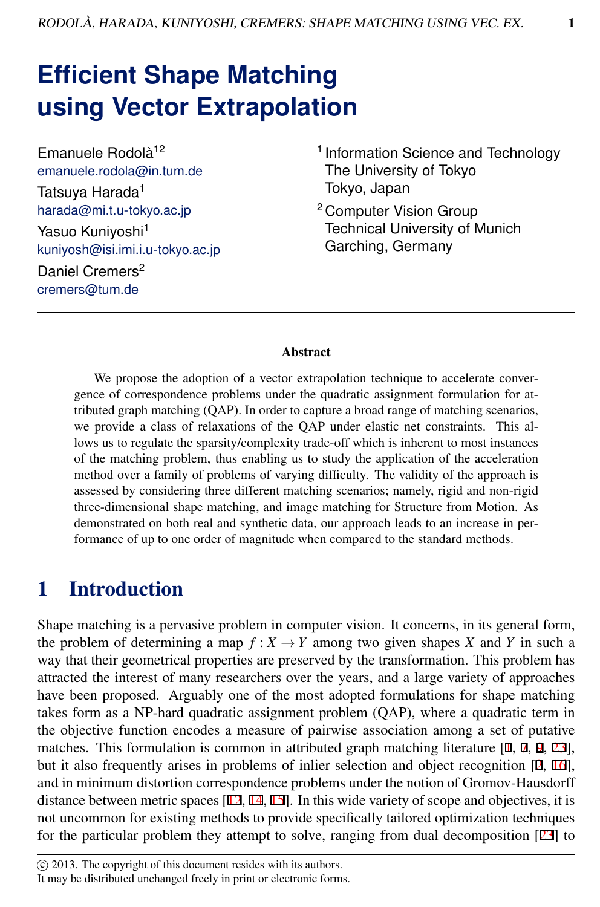# Efficient Shape Matching using Vector Extrapolation

Emanuele Rodolà[1,2]
emanuele.rodola@in.tum.de

Tatsuya Harada[1]
harada@mi.t.u-tokyo.ac.jp

Yasuo Kuniyoshi[1]
kuniyosh@isi.imi.i.u-tokyo.ac.jp

Daniel Cremers[2]
cremers@tum.de

[1] Information Science and Technology
The University of Tokyo
Tokyo, Japan

[2] Computer Vision Group
Technical University of Munich
Garching, Germany

## Abstract

We propose the adoption of a vector extrapolation technique to accelerate convergence of correspondence problems under the quadratic assignment formulation for attributed graph matching (QAP). In order to capture a broad range of matching scenarios, we provide a class of relaxations of the QAP under elastic net constraints. This allows us to regulate the sparsity/complexity trade-off which is inherent to most instances of the matching problem, thus enabling us to study the application of the acceleration method over a family of problems of varying difficulty. The validity of the approach is assessed by considering three different matching scenarios; namely, rigid and non-rigid three-dimensional shape matching, and image matching for Structure from Motion. As demonstrated on both real and synthetic data, our approach leads to an increase in performance of up to one order of magnitude when compared to the standard methods.

## 1 Introduction

Shape matching is a pervasive problem in computer vision. It concerns, in its general form, the problem of determining a map $f : X \to Y$ among two given shapes $X$ and $Y$ in such a way that their geometrical properties are preserved by the transformation. This problem has attracted the interest of many researchers over the years, and a large variety of approaches have been proposed. Arguably one of the most adopted formulations for shape matching takes form as a NP-hard quadratic assignment problem (QAP), where a quadratic term in the objective function encodes a measure of pairwise association among a set of putative matches. This formulation is common in attributed graph matching literature [1, 7, 9, 23], but it also frequently arises in problems of inlier selection and object recognition [2, 16], and in minimum distortion correspondence problems under the notion of Gromov-Hausdorff distance between metric spaces [12, 14, 15]. In this wide variety of scope and objectives, it is not uncommon for existing methods to provide specifically tailored optimization techniques for the particular problem they attempt to solve, ranging from dual decomposition [23] to

© 2013. The copyright of this document resides with its authors.
It may be distributed unchanged freely in print or electronic forms.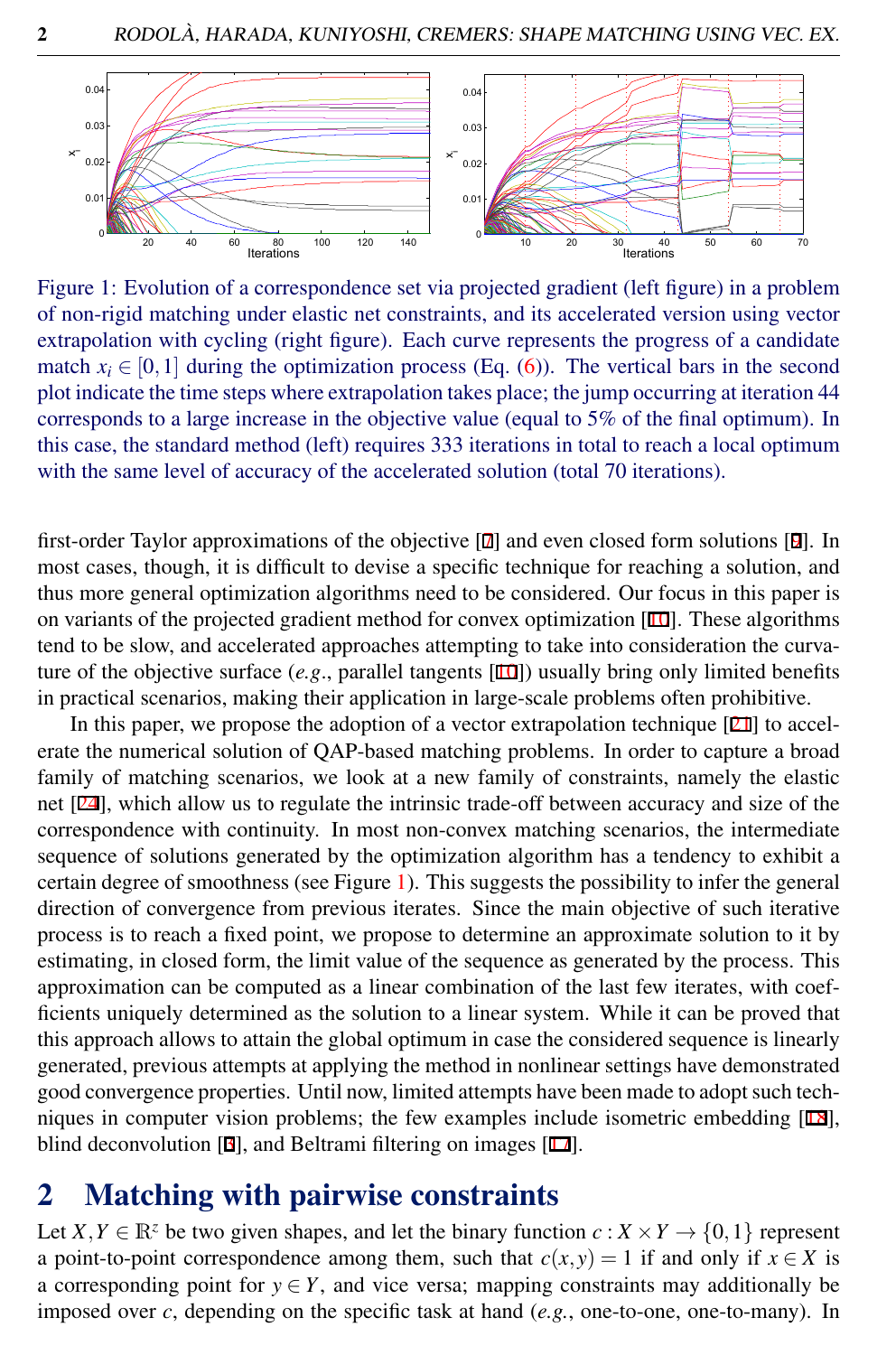Figure 1: Evolution of a correspondence set via projected gradient (left figure) in a problem of non-rigid matching under elastic net constraints, and its accelerated version using vector extrapolation with cycling (right figure). Each curve represents the progress of a candidate match $x_i \in [0,1]$ during the optimization process (Eq. (6)). The vertical bars in the second plot indicate the time steps where extrapolation takes place; the jump occurring at iteration 44 corresponds to a large increase in the objective value (equal to 5% of the final optimum). In this case, the standard method (left) requires 333 iterations in total to reach a local optimum with the same level of accuracy of the accelerated solution (total 70 iterations).

first-order Taylor approximations of the objective [7] and even closed form solutions [9]. In most cases, though, it is difficult to devise a specific technique for reaching a solution, and thus more general optimization algorithms need to be considered. Our focus in this paper is on variants of the projected gradient method for convex optimization [10]. These algorithms tend to be slow, and accelerated approaches attempting to take into consideration the curvature of the objective surface (*e.g.*, parallel tangents [10]) usually bring only limited benefits in practical scenarios, making their application in large-scale problems often prohibitive.

In this paper, we propose the adoption of a vector extrapolation technique [21] to accelerate the numerical solution of QAP-based matching problems. In order to capture a broad family of matching scenarios, we look at a new family of constraints, namely the elastic net [24], which allow us to regulate the intrinsic trade-off between accuracy and size of the correspondence with continuity. In most non-convex matching scenarios, the intermediate sequence of solutions generated by the optimization algorithm has a tendency to exhibit a certain degree of smoothness (see Figure 1). This suggests the possibility to infer the general direction of convergence from previous iterates. Since the main objective of such iterative process is to reach a fixed point, we propose to determine an approximate solution to it by estimating, in closed form, the limit value of the sequence as generated by the process. This approximation can be computed as a linear combination of the last few iterates, with coefficients uniquely determined as the solution to a linear system. While it can be proved that this approach allows to attain the global optimum in case the considered sequence is linearly generated, previous attempts at applying the method in nonlinear settings have demonstrated good convergence properties. Until now, limited attempts have been made to adopt such techniques in computer vision problems; the few examples include isometric embedding [18], blind deconvolution [3], and Beltrami filtering on images [17].

## 2 Matching with pairwise constraints

Let $X,Y \in \mathbb{R}^z$ be two given shapes, and let the binary function $c : X \times Y \to \{0,1\}$ represent a point-to-point correspondence among them, such that $c(x,y) = 1$ if and only if $x \in X$ is a corresponding point for $y \in Y$, and vice versa; mapping constraints may additionally be imposed over $c$, depending on the specific task at hand (*e.g.*, one-to-one, one-to-many). In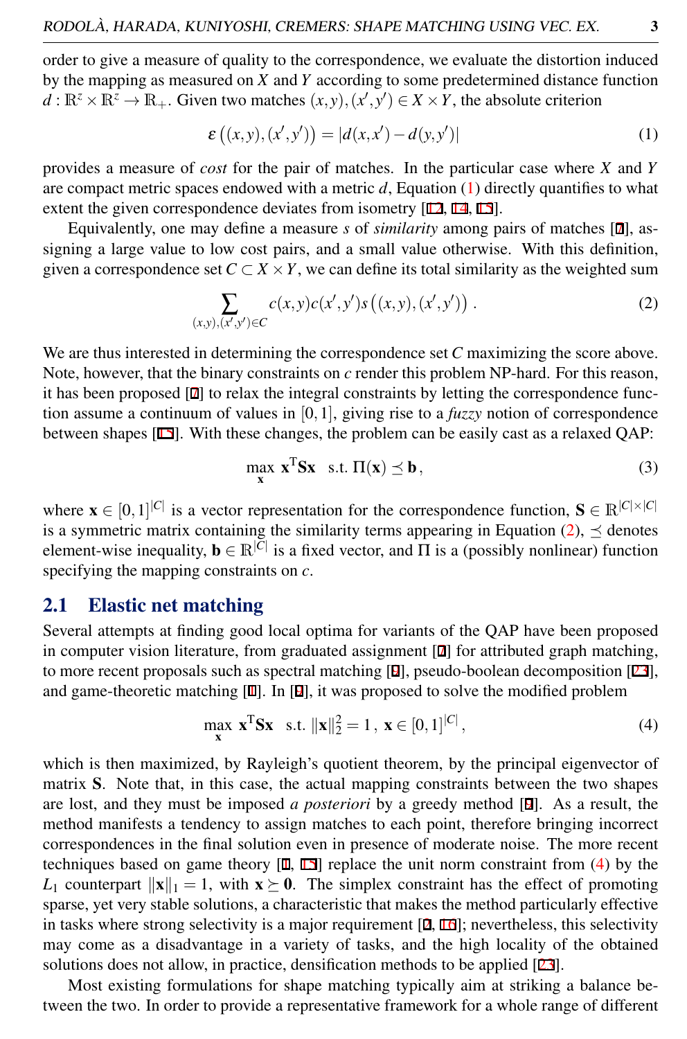order to give a measure of quality to the correspondence, we evaluate the distortion induced by the mapping as measured on $X$ and $Y$ according to some predetermined distance function $d : \mathbb{R}^z \times \mathbb{R}^z \to \mathbb{R}_+$. Given two matches $(x,y),(x',y') \in X \times Y$, the absolute criterion

$$\varepsilon\left((x,y),(x',y')\right) = |d(x,x') - d(y,y')| \tag{1}$$

provides a measure of *cost* for the pair of matches. In the particular case where $X$ and $Y$ are compact metric spaces endowed with a metric $d$, Equation (1) directly quantifies to what extent the given correspondence deviates from isometry [12, 14, 15].

Equivalently, one may define a measure $s$ of *similarity* among pairs of matches [7], assigning a large value to low cost pairs, and a small value otherwise. With this definition, given a correspondence set $C \subset X \times Y$, we can define its total similarity as the weighted sum

$$\sum_{(x,y),(x',y') \in C} c(x,y)c(x',y')s\left((x,y),(x',y')\right) . \tag{2}$$

We are thus interested in determining the correspondence set $C$ maximizing the score above. Note, however, that the binary constraints on $c$ render this problem NP-hard. For this reason, it has been proposed [7] to relax the integral constraints by letting the correspondence function assume a continuum of values in $[0,1]$, giving rise to a *fuzzy* notion of correspondence between shapes [15]. With these changes, the problem can be easily cast as a relaxed QAP:

$$\max_{\mathbf{x}} \ \mathbf{x}^{\mathrm{T}}\mathbf{S}\mathbf{x} \quad \text{s.t. } \Pi(\mathbf{x}) \preceq \mathbf{b} , \tag{3}$$

where $\mathbf{x} \in [0,1]^{|C|}$ is a vector representation for the correspondence function, $\mathbf{S} \in \mathbb{R}^{|C| \times |C|}$ is a symmetric matrix containing the similarity terms appearing in Equation (2), $\preceq$ denotes element-wise inequality, $\mathbf{b} \in \mathbb{R}^{|C|}$ is a fixed vector, and $\Pi$ is a (possibly nonlinear) function specifying the mapping constraints on $c$.

## 2.1 Elastic net matching

Several attempts at finding good local optima for variants of the QAP have been proposed in computer vision literature, from graduated assignment [7] for attributed graph matching, to more recent proposals such as spectral matching [9], pseudo-boolean decomposition [23], and game-theoretic matching [1]. In [9], it was proposed to solve the modified problem

$$\max_{\mathbf{x}} \ \mathbf{x}^{\mathrm{T}}\mathbf{S}\mathbf{x} \quad \text{s.t. } \|\mathbf{x}\|_2^2 = 1 \, , \ \mathbf{x} \in [0,1]^{|C|} , \tag{4}$$

which is then maximized, by Rayleigh's quotient theorem, by the principal eigenvector of matrix $\mathbf{S}$. Note that, in this case, the actual mapping constraints between the two shapes are lost, and they must be imposed *a posteriori* by a greedy method [9]. As a result, the method manifests a tendency to assign matches to each point, therefore bringing incorrect correspondences in the final solution even in presence of moderate noise. The more recent techniques based on game theory [1, 15] replace the unit norm constraint from (4) by the $L_1$ counterpart $\|\mathbf{x}\|_1 = 1$, with $\mathbf{x} \succeq \mathbf{0}$. The simplex constraint has the effect of promoting sparse, yet very stable solutions, a characteristic that makes the method particularly effective in tasks where strong selectivity is a major requirement [2, 16]; nevertheless, this selectivity may come as a disadvantage in a variety of tasks, and the high locality of the obtained solutions does not allow, in practice, densification methods to be applied [23].

Most existing formulations for shape matching typically aim at striking a balance between the two. In order to provide a representative framework for a whole range of different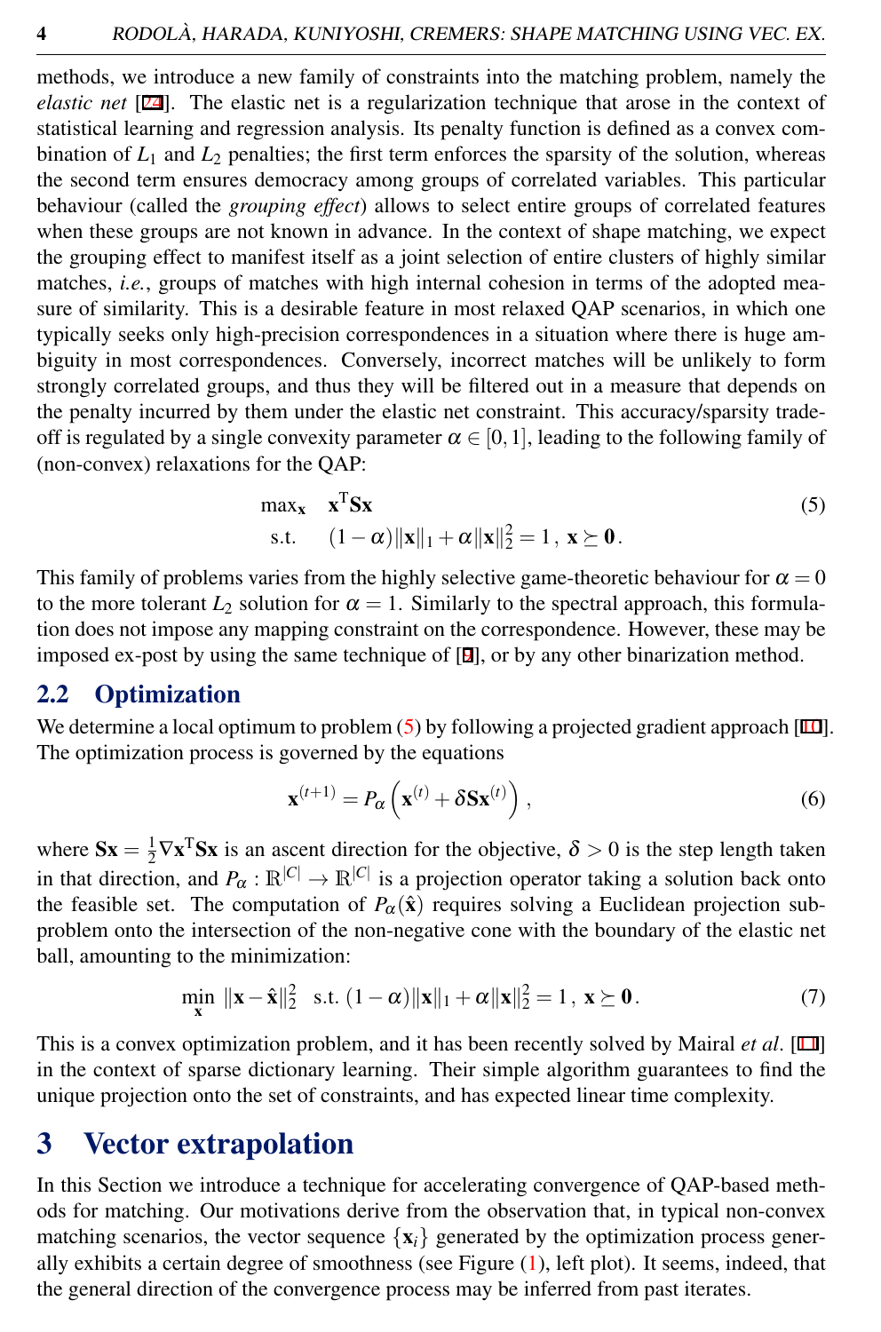methods, we introduce a new family of constraints into the matching problem, namely the *elastic net* [24]. The elastic net is a regularization technique that arose in the context of statistical learning and regression analysis. Its penalty function is defined as a convex combination of $L_1$ and $L_2$ penalties; the first term enforces the sparsity of the solution, whereas the second term ensures democracy among groups of correlated variables. This particular behaviour (called the *grouping effect*) allows to select entire groups of correlated features when these groups are not known in advance. In the context of shape matching, we expect the grouping effect to manifest itself as a joint selection of entire clusters of highly similar matches, *i.e.*, groups of matches with high internal cohesion in terms of the adopted measure of similarity. This is a desirable feature in most relaxed QAP scenarios, in which one typically seeks only high-precision correspondences in a situation where there is huge ambiguity in most correspondences. Conversely, incorrect matches will be unlikely to form strongly correlated groups, and thus they will be filtered out in a measure that depends on the penalty incurred by them under the elastic net constraint. This accuracy/sparsity tradeoff is regulated by a single convexity parameter $\alpha \in [0,1]$, leading to the following family of (non-convex) relaxations for the QAP:

$$
\begin{aligned}
\max_{\mathbf{x}} \quad & \mathbf{x}^{\mathrm{T}}\mathbf{S}\mathbf{x} \\
\text{s.t.} \quad & (1-\alpha)\|\mathbf{x}\|_1 + \alpha\|\mathbf{x}\|_2^2 = 1\,,\ \mathbf{x} \succeq \mathbf{0}\,.
\end{aligned}
\tag{5}
$$

This family of problems varies from the highly selective game-theoretic behaviour for $\alpha = 0$ to the more tolerant $L_2$ solution for $\alpha = 1$. Similarly to the spectral approach, this formulation does not impose any mapping constraint on the correspondence. However, these may be imposed ex-post by using the same technique of [9], or by any other binarization method.

## 2.2 Optimization

We determine a local optimum to problem (5) by following a projected gradient approach [10]. The optimization process is governed by the equations

$$
\mathbf{x}^{(t+1)} = P_\alpha\left(\mathbf{x}^{(t)} + \delta\mathbf{S}\mathbf{x}^{(t)}\right), \tag{6}
$$

where $\mathbf{S}\mathbf{x} = \frac{1}{2}\nabla\mathbf{x}^{\mathrm{T}}\mathbf{S}\mathbf{x}$ is an ascent direction for the objective, $\delta > 0$ is the step length taken in that direction, and $P_\alpha : \mathbb{R}^{|C|} \to \mathbb{R}^{|C|}$ is a projection operator taking a solution back onto the feasible set. The computation of $P_\alpha(\hat{\mathbf{x}})$ requires solving a Euclidean projection subproblem onto the intersection of the non-negative cone with the boundary of the elastic net ball, amounting to the minimization:

$$
\min_{\mathbf{x}} \ \|\mathbf{x} - \hat{\mathbf{x}}\|_2^2 \quad \text{s.t. } (1-\alpha)\|\mathbf{x}\|_1 + \alpha\|\mathbf{x}\|_2^2 = 1\,,\ \mathbf{x} \succeq \mathbf{0}\,. \tag{7}
$$

This is a convex optimization problem, and it has been recently solved by Mairal *et al*. [11] in the context of sparse dictionary learning. Their simple algorithm guarantees to find the unique projection onto the set of constraints, and has expected linear time complexity.

# 3 Vector extrapolation

In this Section we introduce a technique for accelerating convergence of QAP-based methods for matching. Our motivations derive from the observation that, in typical non-convex matching scenarios, the vector sequence $\{\mathbf{x}_i\}$ generated by the optimization process generally exhibits a certain degree of smoothness (see Figure (1), left plot). It seems, indeed, that the general direction of the convergence process may be inferred from past iterates.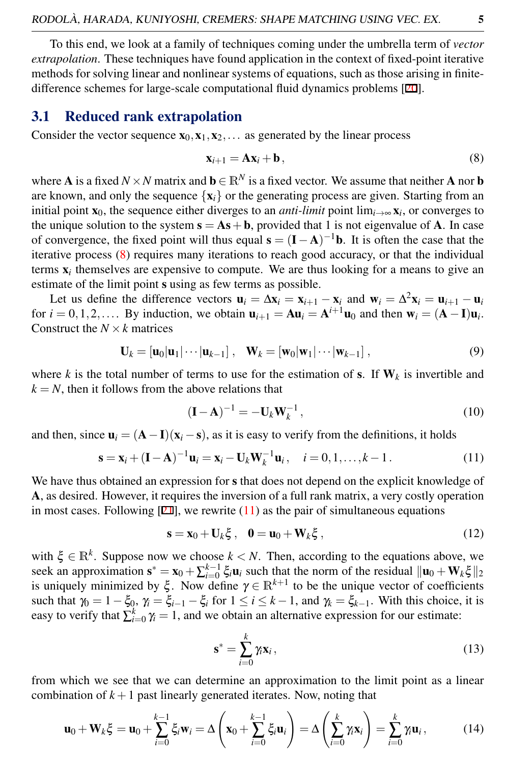To this end, we look at a family of techniques coming under the umbrella term of *vector extrapolation*. These techniques have found application in the context of fixed-point iterative methods for solving linear and nonlinear systems of equations, such as those arising in finite-difference schemes for large-scale computational fluid dynamics problems [20].

## 3.1 Reduced rank extrapolation

Consider the vector sequence $\mathbf{x}_0, \mathbf{x}_1, \mathbf{x}_2, \ldots$ as generated by the linear process

$$\mathbf{x}_{i+1} = \mathbf{A}\mathbf{x}_i + \mathbf{b}\,, \tag{8}$$

where $\mathbf{A}$ is a fixed $N \times N$ matrix and $\mathbf{b} \in \mathbb{R}^N$ is a fixed vector. We assume that neither $\mathbf{A}$ nor $\mathbf{b}$ are known, and only the sequence $\{\mathbf{x}_i\}$ or the generating process are given. Starting from an initial point $\mathbf{x}_0$, the sequence either diverges to an *anti-limit* point $\lim_{i\to\infty} \mathbf{x}_i$, or converges to the unique solution to the system $\mathbf{s} = \mathbf{A}\mathbf{s} + \mathbf{b}$, provided that 1 is not eigenvalue of $\mathbf{A}$. In case of convergence, the fixed point will thus equal $\mathbf{s} = (\mathbf{I} - \mathbf{A})^{-1}\mathbf{b}$. It is often the case that the iterative process (8) requires many iterations to reach good accuracy, or that the individual terms $\mathbf{x}_i$ themselves are expensive to compute. We are thus looking for a means to give an estimate of the limit point $\mathbf{s}$ using as few terms as possible.

Let us define the difference vectors $\mathbf{u}_i = \Delta\mathbf{x}_i = \mathbf{x}_{i+1} - \mathbf{x}_i$ and $\mathbf{w}_i = \Delta^2\mathbf{x}_i = \mathbf{u}_{i+1} - \mathbf{u}_i$ for $i = 0, 1, 2, \ldots$. By induction, we obtain $\mathbf{u}_{i+1} = \mathbf{A}\mathbf{u}_i = \mathbf{A}^{i+1}\mathbf{u}_0$ and then $\mathbf{w}_i = (\mathbf{A} - \mathbf{I})\mathbf{u}_i$. Construct the $N \times k$ matrices

$$\mathbf{U}_k = [\mathbf{u}_0|\mathbf{u}_1|\cdots|\mathbf{u}_{k-1}]\,, \quad \mathbf{W}_k = [\mathbf{w}_0|\mathbf{w}_1|\cdots|\mathbf{w}_{k-1}]\,, \tag{9}$$

where $k$ is the total number of terms to use for the estimation of $\mathbf{s}$. If $\mathbf{W}_k$ is invertible and $k = N$, then it follows from the above relations that

$$(\mathbf{I} - \mathbf{A})^{-1} = -\mathbf{U}_k\mathbf{W}_k^{-1}\,, \tag{10}$$

and then, since $\mathbf{u}_i = (\mathbf{A} - \mathbf{I})(\mathbf{x}_i - \mathbf{s})$, as it is easy to verify from the definitions, it holds

$$\mathbf{s} = \mathbf{x}_i + (\mathbf{I} - \mathbf{A})^{-1}\mathbf{u}_i = \mathbf{x}_i - \mathbf{U}_k\mathbf{W}_k^{-1}\mathbf{u}_i\,, \quad i = 0, 1, \ldots, k-1\,. \tag{11}$$

We have thus obtained an expression for $\mathbf{s}$ that does not depend on the explicit knowledge of $\mathbf{A}$, as desired. However, it requires the inversion of a full rank matrix, a very costly operation in most cases. Following [21], we rewrite (11) as the pair of simultaneous equations

$$\mathbf{s} = \mathbf{x}_0 + \mathbf{U}_k\xi\,, \quad \mathbf{0} = \mathbf{u}_0 + \mathbf{W}_k\xi\,, \tag{12}$$

with $\xi \in \mathbb{R}^k$. Suppose now we choose $k < N$. Then, according to the equations above, we seek an approximation $\mathbf{s}^* = \mathbf{x}_0 + \sum_{i=0}^{k-1}\xi_i\mathbf{u}_i$ such that the norm of the residual $\|\mathbf{u}_0 + \mathbf{W}_k\xi\|_2$ is uniquely minimized by $\xi$. Now define $\gamma \in \mathbb{R}^{k+1}$ to be the unique vector of coefficients such that $\gamma_0 = 1 - \xi_0$, $\gamma_i = \xi_{i-1} - \xi_i$ for $1 \le i \le k-1$, and $\gamma_k = \xi_{k-1}$. With this choice, it is easy to verify that $\sum_{i=0}^{k}\gamma_i = 1$, and we obtain an alternative expression for our estimate:

$$\mathbf{s}^* = \sum_{i=0}^{k}\gamma_i\mathbf{x}_i\,, \tag{13}$$

from which we see that we can determine an approximation to the limit point as a linear combination of $k+1$ past linearly generated iterates. Now, noting that

$$\mathbf{u}_0 + \mathbf{W}_k\xi = \mathbf{u}_0 + \sum_{i=0}^{k-1}\xi_i\mathbf{w}_i = \Delta\left(\mathbf{x}_0 + \sum_{i=0}^{k-1}\xi_i\mathbf{u}_i\right) = \Delta\left(\sum_{i=0}^{k}\gamma_i\mathbf{x}_i\right) = \sum_{i=0}^{k}\gamma_i\mathbf{u}_i\,, \tag{14}$$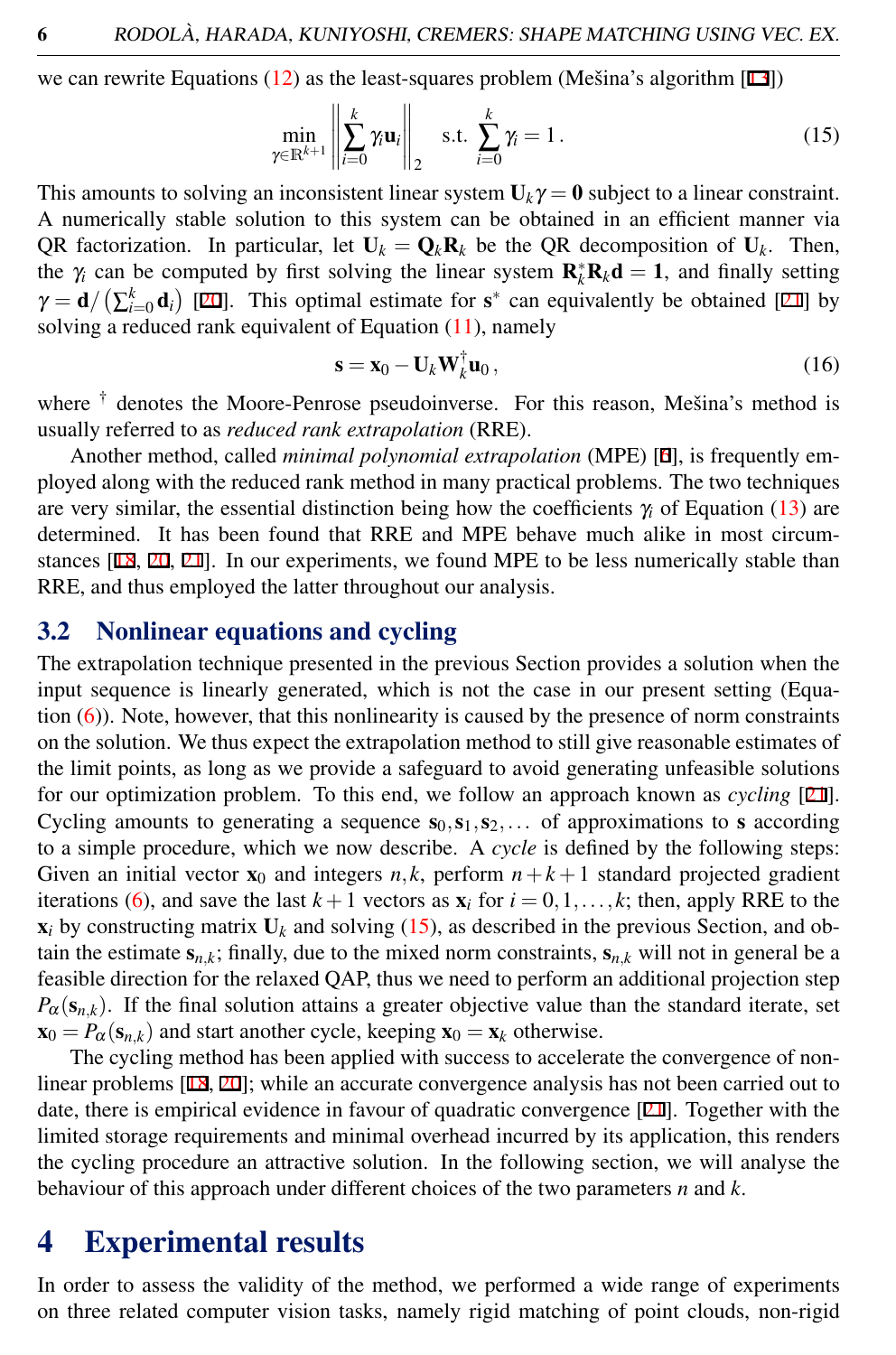we can rewrite Equations (12) as the least-squares problem (Mešina's algorithm [13])

$$\min_{\gamma \in \mathbb{R}^{k+1}} \left\| \sum_{i=0}^{k} \gamma_i \mathbf{u}_i \right\|_2 \quad \text{s.t.} \sum_{i=0}^{k} \gamma_i = 1 \,. \tag{15}$$

This amounts to solving an inconsistent linear system $\mathbf{U}_k \gamma = \mathbf{0}$ subject to a linear constraint. A numerically stable solution to this system can be obtained in an efficient manner via QR factorization. In particular, let $\mathbf{U}_k = \mathbf{Q}_k \mathbf{R}_k$ be the QR decomposition of $\mathbf{U}_k$. Then, the $\gamma_i$ can be computed by first solving the linear system $\mathbf{R}_k^* \mathbf{R}_k \mathbf{d} = \mathbf{1}$, and finally setting $\gamma = \mathbf{d} / \left( \sum_{i=0}^{k} \mathbf{d}_i \right)$ [20]. This optimal estimate for $\mathbf{s}^*$ can equivalently be obtained [21] by solving a reduced rank equivalent of Equation (11), namely

$$\mathbf{s} = \mathbf{x}_0 - \mathbf{U}_k \mathbf{W}_k^{\dagger} \mathbf{u}_0 \,, \tag{16}$$

where $^{\dagger}$ denotes the Moore-Penrose pseudoinverse. For this reason, Mešina's method is usually referred to as *reduced rank extrapolation* (RRE).

Another method, called *minimal polynomial extrapolation* (MPE) [6], is frequently employed along with the reduced rank method in many practical problems. The two techniques are very similar, the essential distinction being how the coefficients $\gamma_i$ of Equation (13) are determined. It has been found that RRE and MPE behave much alike in most circumstances [18, 20, 21]. In our experiments, we found MPE to be less numerically stable than RRE, and thus employed the latter throughout our analysis.

## 3.2 Nonlinear equations and cycling

The extrapolation technique presented in the previous Section provides a solution when the input sequence is linearly generated, which is not the case in our present setting (Equation (6)). Note, however, that this nonlinearity is caused by the presence of norm constraints on the solution. We thus expect the extrapolation method to still give reasonable estimates of the limit points, as long as we provide a safeguard to avoid generating unfeasible solutions for our optimization problem. To this end, we follow an approach known as *cycling* [21]. Cycling amounts to generating a sequence $\mathbf{s}_0, \mathbf{s}_1, \mathbf{s}_2, \ldots$ of approximations to $\mathbf{s}$ according to a simple procedure, which we now describe. A *cycle* is defined by the following steps: Given an initial vector $\mathbf{x}_0$ and integers $n, k$, perform $n+k+1$ standard projected gradient iterations (6), and save the last $k+1$ vectors as $\mathbf{x}_i$ for $i = 0, 1, \ldots, k$; then, apply RRE to the $\mathbf{x}_i$ by constructing matrix $\mathbf{U}_k$ and solving (15), as described in the previous Section, and obtain the estimate $\mathbf{s}_{n,k}$; finally, due to the mixed norm constraints, $\mathbf{s}_{n,k}$ will not in general be a feasible direction for the relaxed QAP, thus we need to perform an additional projection step $P_\alpha(\mathbf{s}_{n,k})$. If the final solution attains a greater objective value than the standard iterate, set $\mathbf{x}_0 = P_\alpha(\mathbf{s}_{n,k})$ and start another cycle, keeping $\mathbf{x}_0 = \mathbf{x}_k$ otherwise.

The cycling method has been applied with success to accelerate the convergence of nonlinear problems [18, 20]; while an accurate convergence analysis has not been carried out to date, there is empirical evidence in favour of quadratic convergence [21]. Together with the limited storage requirements and minimal overhead incurred by its application, this renders the cycling procedure an attractive solution. In the following section, we will analyse the behaviour of this approach under different choices of the two parameters $n$ and $k$.

# 4 Experimental results

In order to assess the validity of the method, we performed a wide range of experiments on three related computer vision tasks, namely rigid matching of point clouds, non-rigid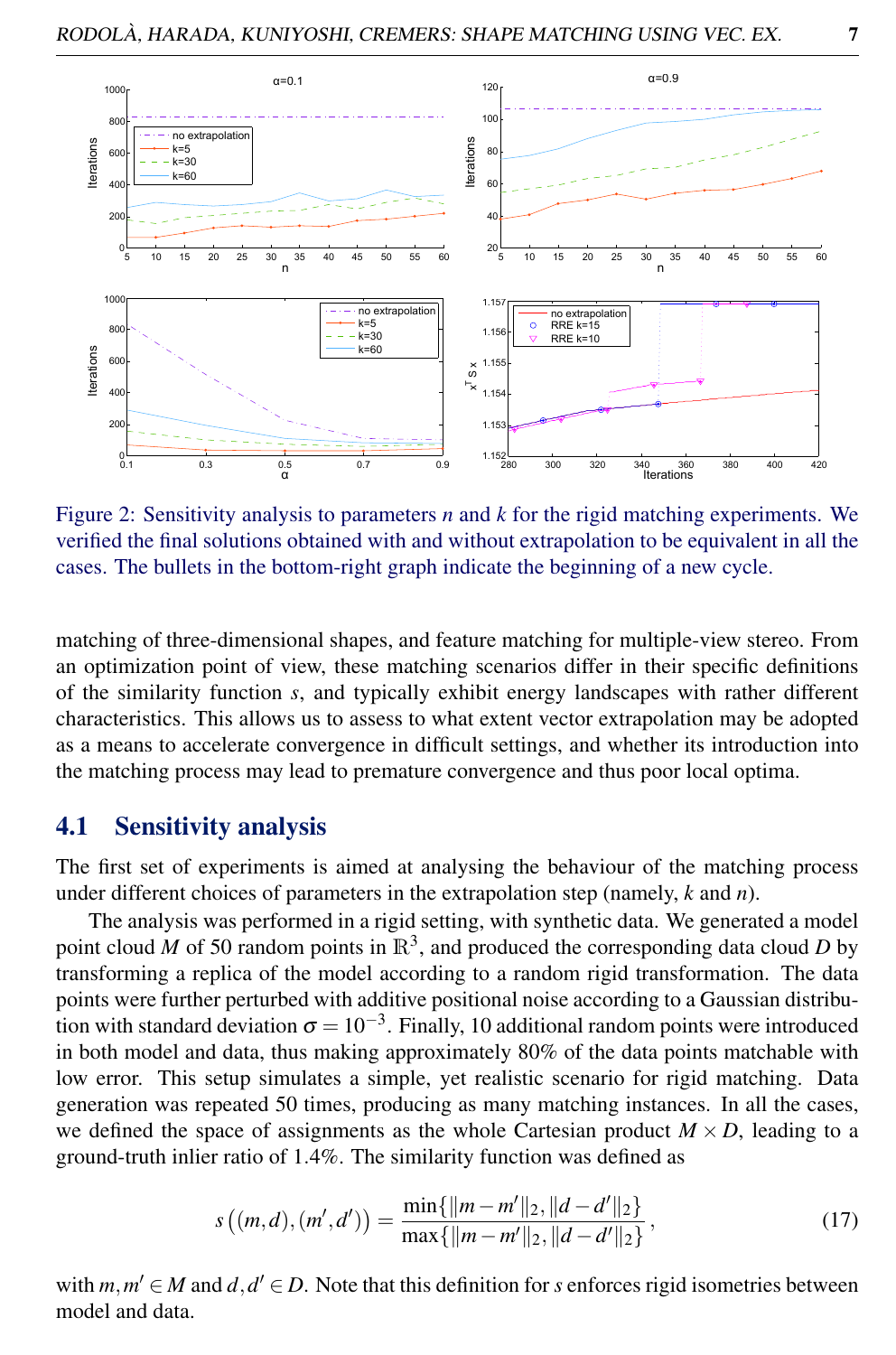Figure 2: Sensitivity analysis to parameters $n$ and $k$ for the rigid matching experiments. We verified the final solutions obtained with and without extrapolation to be equivalent in all the cases. The bullets in the bottom-right graph indicate the beginning of a new cycle.

matching of three-dimensional shapes, and feature matching for multiple-view stereo. From an optimization point of view, these matching scenarios differ in their specific definitions of the similarity function $s$, and typically exhibit energy landscapes with rather different characteristics. This allows us to assess to what extent vector extrapolation may be adopted as a means to accelerate convergence in difficult settings, and whether its introduction into the matching process may lead to premature convergence and thus poor local optima.

## 4.1 Sensitivity analysis

The first set of experiments is aimed at analysing the behaviour of the matching process under different choices of parameters in the extrapolation step (namely, $k$ and $n$).

The analysis was performed in a rigid setting, with synthetic data. We generated a model point cloud $M$ of 50 random points in $\mathbb{R}^3$, and produced the corresponding data cloud $D$ by transforming a replica of the model according to a random rigid transformation. The data points were further perturbed with additive positional noise according to a Gaussian distribution with standard deviation $\sigma = 10^{-3}$. Finally, 10 additional random points were introduced in both model and data, thus making approximately 80% of the data points matchable with low error. This setup simulates a simple, yet realistic scenario for rigid matching. Data generation was repeated 50 times, producing as many matching instances. In all the cases, we defined the space of assignments as the whole Cartesian product $M \times D$, leading to a ground-truth inlier ratio of 1.4%. The similarity function was defined as

$$s\big((m,d),(m',d')\big) = \frac{\min\{\|m-m'\|_2, \|d-d'\|_2\}}{\max\{\|m-m'\|_2, \|d-d'\|_2\}}, \tag{17}$$

with $m, m' \in M$ and $d, d' \in D$. Note that this definition for $s$ enforces rigid isometries between model and data.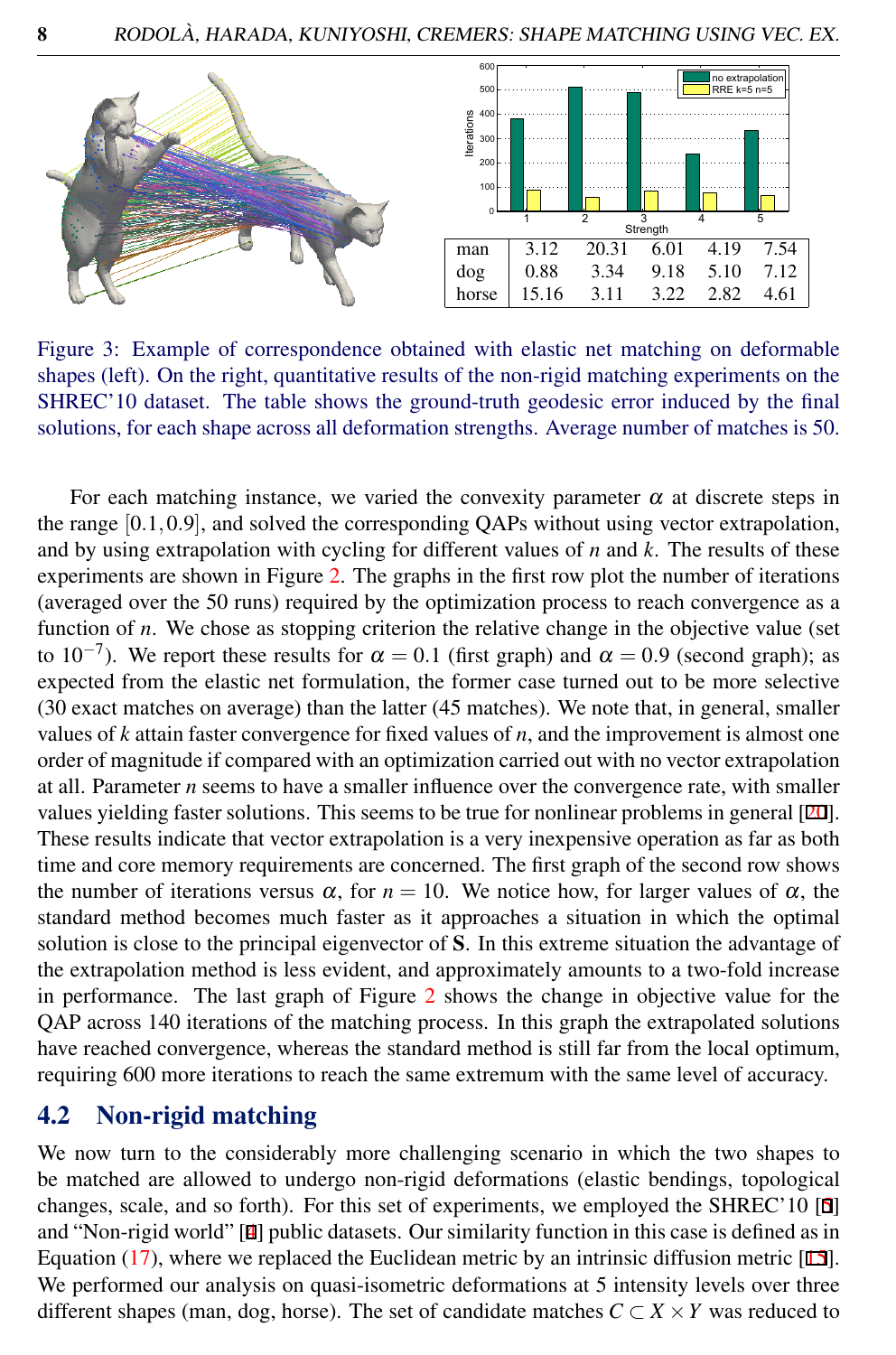| | 1 | 2 | 3 | 4 | 5 |
|---|---|---|---|---|---|
| man | 3.12 | 20.31 | 6.01 | 4.19 | 7.54 |
| dog | 0.88 | 3.34 | 9.18 | 5.10 | 7.12 |
| horse | 15.16 | 3.11 | 3.22 | 2.82 | 4.61 |

Figure 3: Example of correspondence obtained with elastic net matching on deformable shapes (left). On the right, quantitative results of the non-rigid matching experiments on the SHREC'10 dataset. The table shows the ground-truth geodesic error induced by the final solutions, for each shape across all deformation strengths. Average number of matches is 50.

For each matching instance, we varied the convexity parameter $\alpha$ at discrete steps in the range $[0.1, 0.9]$, and solved the corresponding QAPs without using vector extrapolation, and by using extrapolation with cycling for different values of $n$ and $k$. The results of these experiments are shown in Figure 2. The graphs in the first row plot the number of iterations (averaged over the 50 runs) required by the optimization process to reach convergence as a function of $n$. We chose as stopping criterion the relative change in the objective value (set to $10^{-7}$). We report these results for $\alpha = 0.1$ (first graph) and $\alpha = 0.9$ (second graph); as expected from the elastic net formulation, the former case turned out to be more selective (30 exact matches on average) than the latter (45 matches). We note that, in general, smaller values of $k$ attain faster convergence for fixed values of $n$, and the improvement is almost one order of magnitude if compared with an optimization carried out with no vector extrapolation at all. Parameter $n$ seems to have a smaller influence over the convergence rate, with smaller values yielding faster solutions. This seems to be true for nonlinear problems in general [20]. These results indicate that vector extrapolation is a very inexpensive operation as far as both time and core memory requirements are concerned. The first graph of the second row shows the number of iterations versus $\alpha$, for $n = 10$. We notice how, for larger values of $\alpha$, the standard method becomes much faster as it approaches a situation in which the optimal solution is close to the principal eigenvector of $\mathbf{S}$. In this extreme situation the advantage of the extrapolation method is less evident, and approximately amounts to a two-fold increase in performance. The last graph of Figure 2 shows the change in objective value for the QAP across 140 iterations of the matching process. In this graph the extrapolated solutions have reached convergence, whereas the standard method is still far from the local optimum, requiring 600 more iterations to reach the same extremum with the same level of accuracy.

## 4.2 Non-rigid matching

We now turn to the considerably more challenging scenario in which the two shapes to be matched are allowed to undergo non-rigid deformations (elastic bendings, topological changes, scale, and so forth). For this set of experiments, we employed the SHREC'10 [5] and "Non-rigid world" [4] public datasets. Our similarity function in this case is defined as in Equation (17), where we replaced the Euclidean metric by an intrinsic diffusion metric [15]. We performed our analysis on quasi-isometric deformations at 5 intensity levels over three different shapes (man, dog, horse). The set of candidate matches $C \subset X \times Y$ was reduced to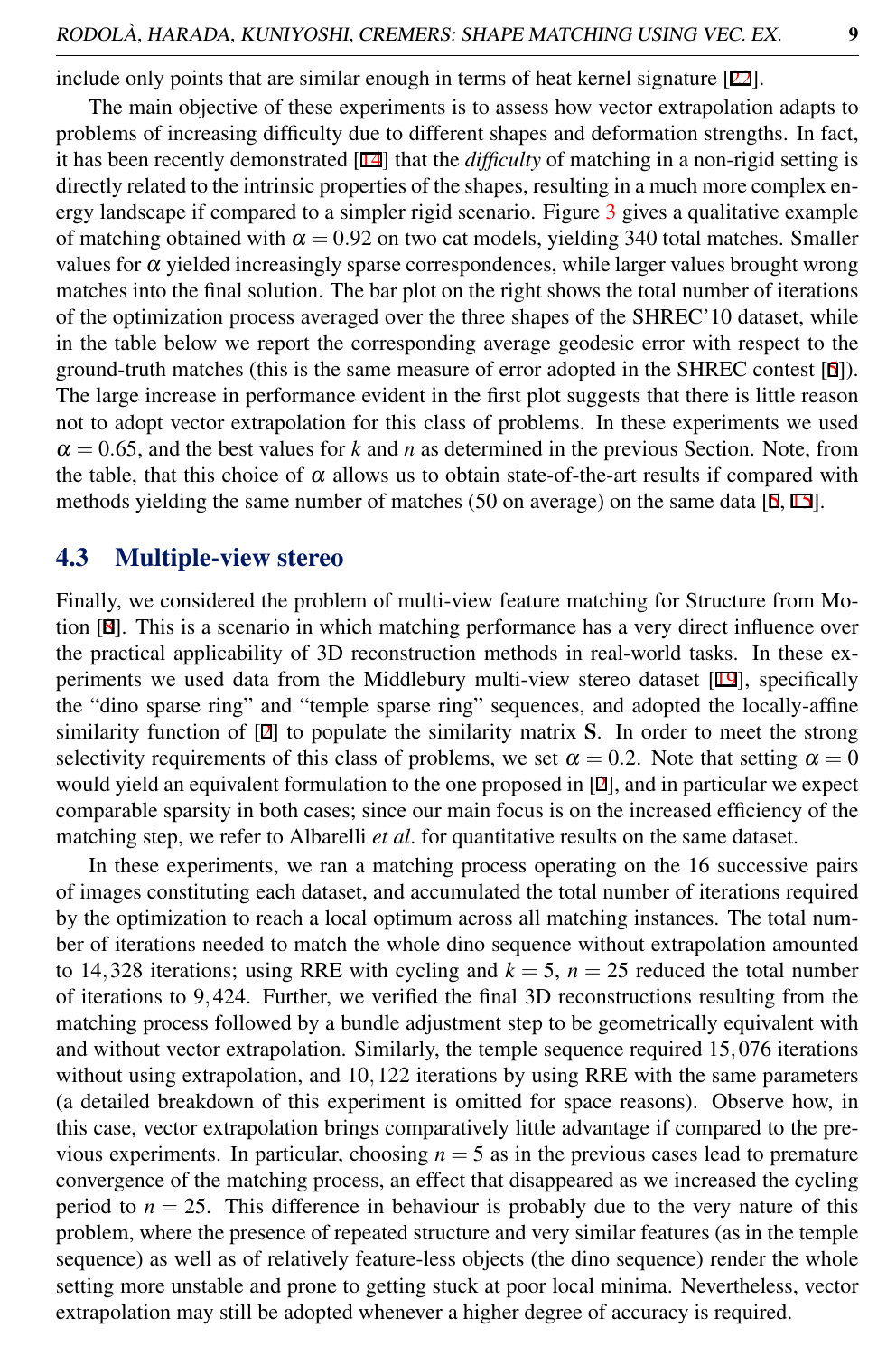include only points that are similar enough in terms of heat kernel signature [22].

The main objective of these experiments is to assess how vector extrapolation adapts to problems of increasing difficulty due to different shapes and deformation strengths. In fact, it has been recently demonstrated [14] that the *difficulty* of matching in a non-rigid setting is directly related to the intrinsic properties of the shapes, resulting in a much more complex energy landscape if compared to a simpler rigid scenario. Figure 3 gives a qualitative example of matching obtained with $\alpha = 0.92$ on two cat models, yielding 340 total matches. Smaller values for $\alpha$ yielded increasingly sparse correspondences, while larger values brought wrong matches into the final solution. The bar plot on the right shows the total number of iterations of the optimization process averaged over the three shapes of the SHREC'10 dataset, while in the table below we report the corresponding average geodesic error with respect to the ground-truth matches (this is the same measure of error adopted in the SHREC contest [6]). The large increase in performance evident in the first plot suggests that there is little reason not to adopt vector extrapolation for this class of problems. In these experiments we used $\alpha = 0.65$, and the best values for $k$ and $n$ as determined in the previous Section. Note, from the table, that this choice of $\alpha$ allows us to obtain state-of-the-art results if compared with methods yielding the same number of matches (50 on average) on the same data [6, 15].

## 4.3 Multiple-view stereo

Finally, we considered the problem of multi-view feature matching for Structure from Motion [8]. This is a scenario in which matching performance has a very direct influence over the practical applicability of 3D reconstruction methods in real-world tasks. In these experiments we used data from the Middlebury multi-view stereo dataset [19], specifically the "dino sparse ring" and "temple sparse ring" sequences, and adopted the locally-affine similarity function of [2] to populate the similarity matrix $\mathbf{S}$. In order to meet the strong selectivity requirements of this class of problems, we set $\alpha = 0.2$. Note that setting $\alpha = 0$ would yield an equivalent formulation to the one proposed in [2], and in particular we expect comparable sparsity in both cases; since our main focus is on the increased efficiency of the matching step, we refer to Albarelli *et al*. for quantitative results on the same dataset.

In these experiments, we ran a matching process operating on the 16 successive pairs of images constituting each dataset, and accumulated the total number of iterations required by the optimization to reach a local optimum across all matching instances. The total number of iterations needed to match the whole dino sequence without extrapolation amounted to $14,328$ iterations; using RRE with cycling and $k = 5$, $n = 25$ reduced the total number of iterations to $9,424$. Further, we verified the final 3D reconstructions resulting from the matching process followed by a bundle adjustment step to be geometrically equivalent with and without vector extrapolation. Similarly, the temple sequence required $15,076$ iterations without using extrapolation, and $10,122$ iterations by using RRE with the same parameters (a detailed breakdown of this experiment is omitted for space reasons). Observe how, in this case, vector extrapolation brings comparatively little advantage if compared to the previous experiments. In particular, choosing $n = 5$ as in the previous cases lead to premature convergence of the matching process, an effect that disappeared as we increased the cycling period to $n = 25$. This difference in behaviour is probably due to the very nature of this problem, where the presence of repeated structure and very similar features (as in the temple sequence) as well as of relatively feature-less objects (the dino sequence) render the whole setting more unstable and prone to getting stuck at poor local minima. Nevertheless, vector extrapolation may still be adopted whenever a higher degree of accuracy is required.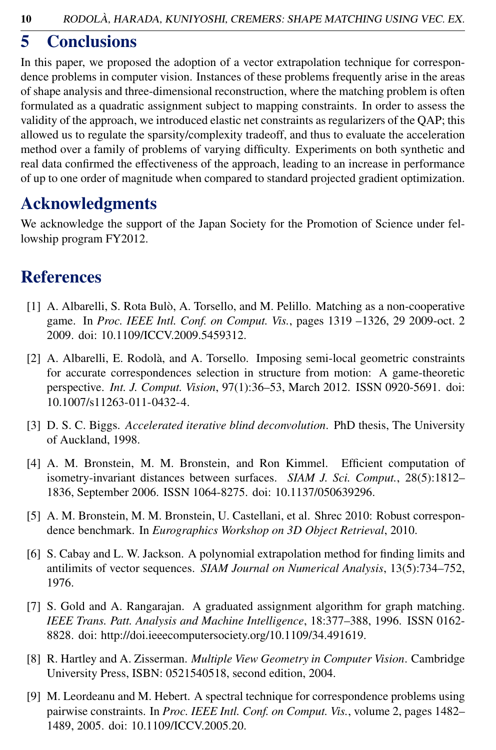# 5 Conclusions

In this paper, we proposed the adoption of a vector extrapolation technique for correspondence problems in computer vision. Instances of these problems frequently arise in the areas of shape analysis and three-dimensional reconstruction, where the matching problem is often formulated as a quadratic assignment subject to mapping constraints. In order to assess the validity of the approach, we introduced elastic net constraints as regularizers of the QAP; this allowed us to regulate the sparsity/complexity tradeoff, and thus to evaluate the acceleration method over a family of problems of varying difficulty. Experiments on both synthetic and real data confirmed the effectiveness of the approach, leading to an increase in performance of up to one order of magnitude when compared to standard projected gradient optimization.

# Acknowledgments

We acknowledge the support of the Japan Society for the Promotion of Science under fellowship program FY2012.

# References

[1] A. Albarelli, S. Rota Bulò, A. Torsello, and M. Pelillo. Matching as a non-cooperative game. In *Proc. IEEE Intl. Conf. on Comput. Vis.*, pages 1319 –1326, 29 2009-oct. 2 2009. doi: 10.1109/ICCV.2009.5459312.

[2] A. Albarelli, E. Rodolà, and A. Torsello. Imposing semi-local geometric constraints for accurate correspondences selection in structure from motion: A game-theoretic perspective. *Int. J. Comput. Vision*, 97(1):36–53, March 2012. ISSN 0920-5691. doi: 10.1007/s11263-011-0432-4.

[3] D. S. C. Biggs. *Accelerated iterative blind deconvolution*. PhD thesis, The University of Auckland, 1998.

[4] A. M. Bronstein, M. M. Bronstein, and Ron Kimmel. Efficient computation of isometry-invariant distances between surfaces. *SIAM J. Sci. Comput.*, 28(5):1812–1836, September 2006. ISSN 1064-8275. doi: 10.1137/050639296.

[5] A. M. Bronstein, M. M. Bronstein, U. Castellani, et al. Shrec 2010: Robust correspondence benchmark. In *Eurographics Workshop on 3D Object Retrieval*, 2010.

[6] S. Cabay and L. W. Jackson. A polynomial extrapolation method for finding limits and antilimits of vector sequences. *SIAM Journal on Numerical Analysis*, 13(5):734–752, 1976.

[7] S. Gold and A. Rangarajan. A graduated assignment algorithm for graph matching. *IEEE Trans. Patt. Analysis and Machine Intelligence*, 18:377–388, 1996. ISSN 0162-8828. doi: http://doi.ieeecomputersociety.org/10.1109/34.491619.

[8] R. Hartley and A. Zisserman. *Multiple View Geometry in Computer Vision*. Cambridge University Press, ISBN: 0521540518, second edition, 2004.

[9] M. Leordeanu and M. Hebert. A spectral technique for correspondence problems using pairwise constraints. In *Proc. IEEE Intl. Conf. on Comput. Vis.*, volume 2, pages 1482–1489, 2005. doi: 10.1109/ICCV.2005.20.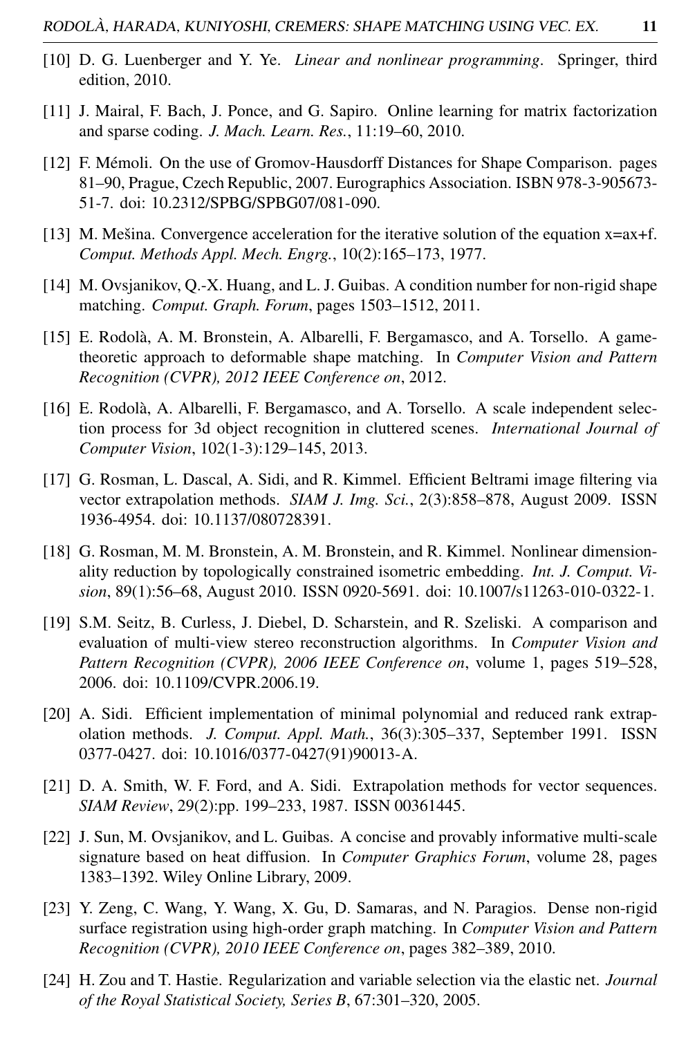[10] D. G. Luenberger and Y. Ye. *Linear and nonlinear programming*. Springer, third edition, 2010.

[11] J. Mairal, F. Bach, J. Ponce, and G. Sapiro. Online learning for matrix factorization and sparse coding. *J. Mach. Learn. Res.*, 11:19–60, 2010.

[12] F. Mémoli. On the use of Gromov-Hausdorff Distances for Shape Comparison. pages 81–90, Prague, Czech Republic, 2007. Eurographics Association. ISBN 978-3-905673-51-7. doi: 10.2312/SPBG/SPBG07/081-090.

[13] M. Mešina. Convergence acceleration for the iterative solution of the equation x=ax+f. *Comput. Methods Appl. Mech. Engrg.*, 10(2):165–173, 1977.

[14] M. Ovsjanikov, Q.-X. Huang, and L. J. Guibas. A condition number for non-rigid shape matching. *Comput. Graph. Forum*, pages 1503–1512, 2011.

[15] E. Rodolà, A. M. Bronstein, A. Albarelli, F. Bergamasco, and A. Torsello. A game-theoretic approach to deformable shape matching. In *Computer Vision and Pattern Recognition (CVPR), 2012 IEEE Conference on*, 2012.

[16] E. Rodolà, A. Albarelli, F. Bergamasco, and A. Torsello. A scale independent selection process for 3d object recognition in cluttered scenes. *International Journal of Computer Vision*, 102(1-3):129–145, 2013.

[17] G. Rosman, L. Dascal, A. Sidi, and R. Kimmel. Efficient Beltrami image filtering via vector extrapolation methods. *SIAM J. Img. Sci.*, 2(3):858–878, August 2009. ISSN 1936-4954. doi: 10.1137/080728391.

[18] G. Rosman, M. M. Bronstein, A. M. Bronstein, and R. Kimmel. Nonlinear dimensionality reduction by topologically constrained isometric embedding. *Int. J. Comput. Vision*, 89(1):56–68, August 2010. ISSN 0920-5691. doi: 10.1007/s11263-010-0322-1.

[19] S.M. Seitz, B. Curless, J. Diebel, D. Scharstein, and R. Szeliski. A comparison and evaluation of multi-view stereo reconstruction algorithms. In *Computer Vision and Pattern Recognition (CVPR), 2006 IEEE Conference on*, volume 1, pages 519–528, 2006. doi: 10.1109/CVPR.2006.19.

[20] A. Sidi. Efficient implementation of minimal polynomial and reduced rank extrapolation methods. *J. Comput. Appl. Math.*, 36(3):305–337, September 1991. ISSN 0377-0427. doi: 10.1016/0377-0427(91)90013-A.

[21] D. A. Smith, W. F. Ford, and A. Sidi. Extrapolation methods for vector sequences. *SIAM Review*, 29(2):pp. 199–233, 1987. ISSN 00361445.

[22] J. Sun, M. Ovsjanikov, and L. Guibas. A concise and provably informative multi-scale signature based on heat diffusion. In *Computer Graphics Forum*, volume 28, pages 1383–1392. Wiley Online Library, 2009.

[23] Y. Zeng, C. Wang, Y. Wang, X. Gu, D. Samaras, and N. Paragios. Dense non-rigid surface registration using high-order graph matching. In *Computer Vision and Pattern Recognition (CVPR), 2010 IEEE Conference on*, pages 382–389, 2010.

[24] H. Zou and T. Hastie. Regularization and variable selection via the elastic net. *Journal of the Royal Statistical Society, Series B*, 67:301–320, 2005.